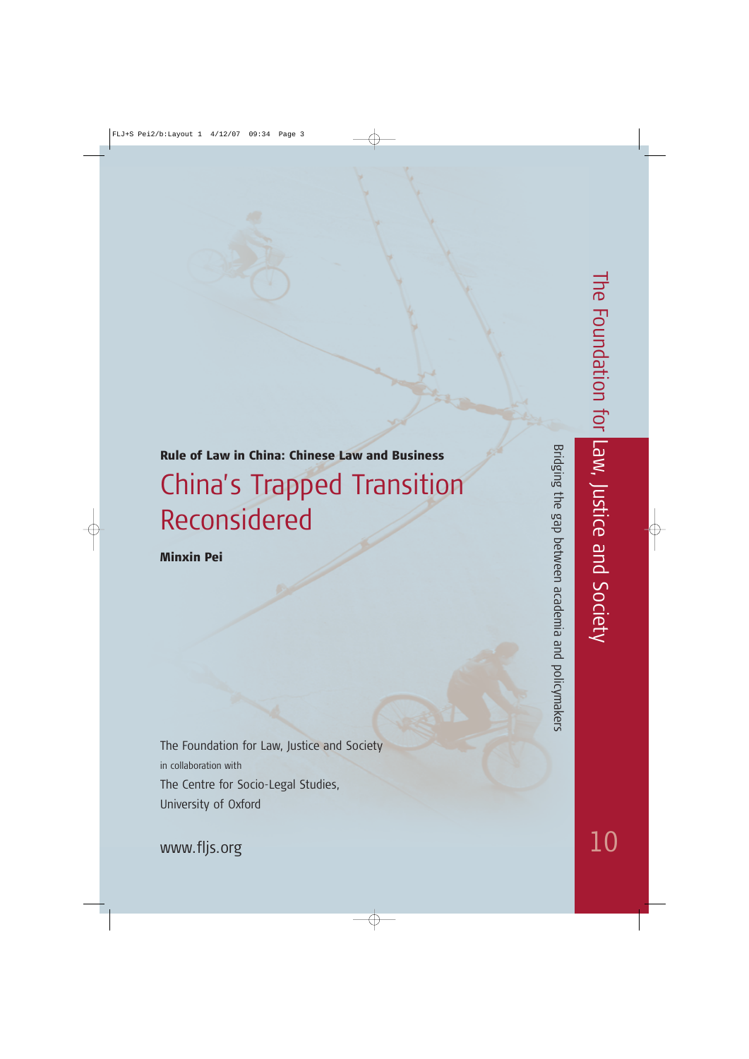**Rule of Law in China: Chinese Law and Business**

# China's Trapped Transition Reconsidered

**Minxin Pei**

The Foundation for Law, Justice and Society
in collaboration with
The Centre for Socio-Legal Studies,
University of Oxford

www.fljs.org

The Foundation for Law, Justice and Society

Bridging the gap between academia and policymakers

10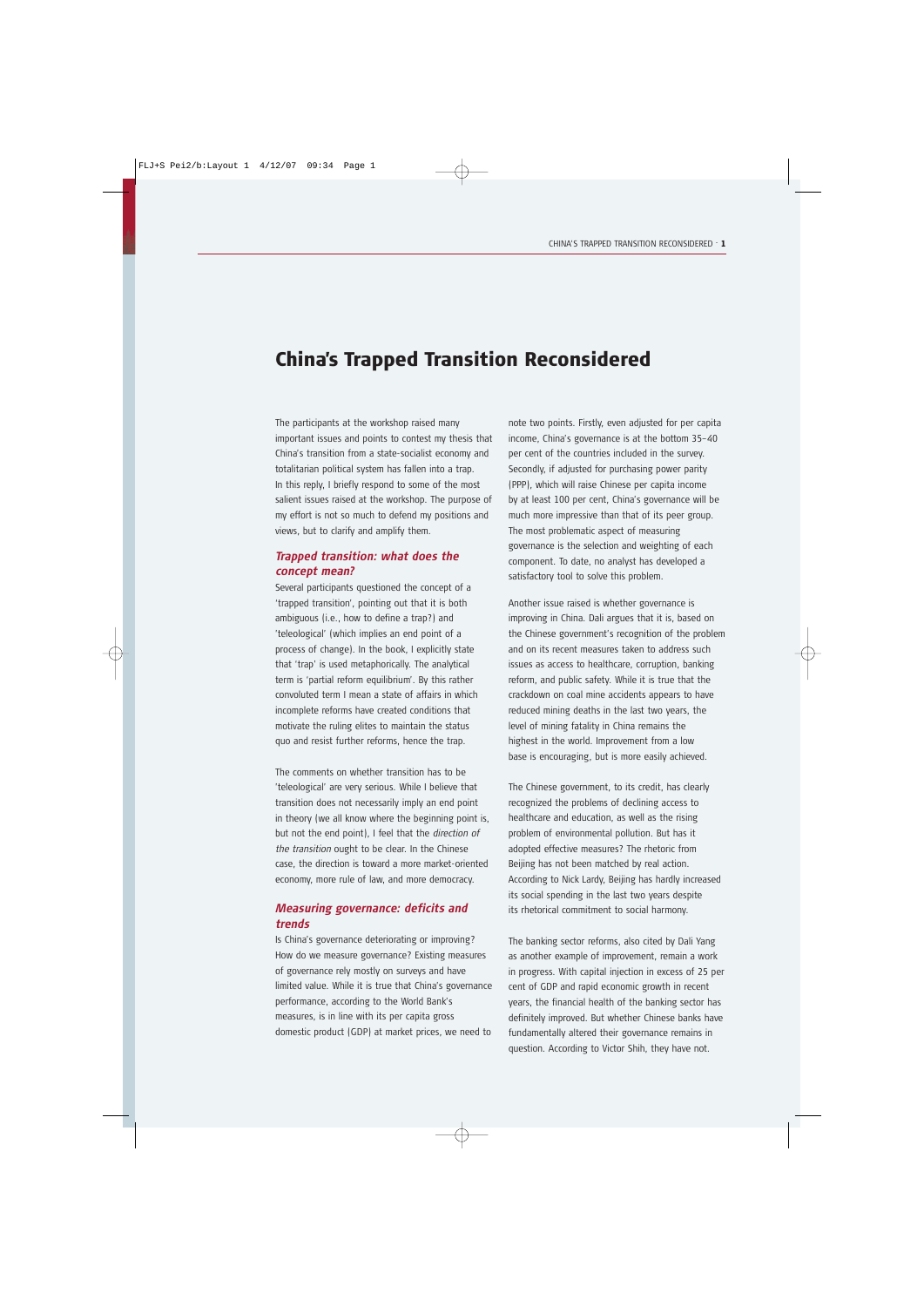# China's Trapped Transition Reconsidered

The participants at the workshop raised many important issues and points to contest my thesis that China's transition from a state-socialist economy and totalitarian political system has fallen into a trap. In this reply, I briefly respond to some of the most salient issues raised at the workshop. The purpose of my effort is not so much to defend my positions and views, but to clarify and amplify them.

## *Trapped transition: what does the concept mean?*

Several participants questioned the concept of a 'trapped transition', pointing out that it is both ambiguous (i.e., how to define a trap?) and 'teleological' (which implies an end point of a process of change). In the book, I explicitly state that 'trap' is used metaphorically. The analytical term is 'partial reform equilibrium'. By this rather convoluted term I mean a state of affairs in which incomplete reforms have created conditions that motivate the ruling elites to maintain the status quo and resist further reforms, hence the trap.

The comments on whether transition has to be 'teleological' are very serious. While I believe that transition does not necessarily imply an end point in theory (we all know where the beginning point is, but not the end point), I feel that the *direction of the transition* ought to be clear. In the Chinese case, the direction is toward a more market-oriented economy, more rule of law, and more democracy.

## *Measuring governance: deficits and trends*

Is China's governance deteriorating or improving? How do we measure governance? Existing measures of governance rely mostly on surveys and have limited value. While it is true that China's governance performance, according to the World Bank's measures, is in line with its per capita gross domestic product (GDP) at market prices, we need to note two points. Firstly, even adjusted for per capita income, China's governance is at the bottom 35–40 per cent of the countries included in the survey. Secondly, if adjusted for purchasing power parity (PPP), which will raise Chinese per capita income by at least 100 per cent, China's governance will be much more impressive than that of its peer group. The most problematic aspect of measuring governance is the selection and weighting of each component. To date, no analyst has developed a satisfactory tool to solve this problem.

Another issue raised is whether governance is improving in China. Dali argues that it is, based on the Chinese government's recognition of the problem and on its recent measures taken to address such issues as access to healthcare, corruption, banking reform, and public safety. While it is true that the crackdown on coal mine accidents appears to have reduced mining deaths in the last two years, the level of mining fatality in China remains the highest in the world. Improvement from a low base is encouraging, but is more easily achieved.

The Chinese government, to its credit, has clearly recognized the problems of declining access to healthcare and education, as well as the rising problem of environmental pollution. But has it adopted effective measures? The rhetoric from Beijing has not been matched by real action. According to Nick Lardy, Beijing has hardly increased its social spending in the last two years despite its rhetorical commitment to social harmony.

The banking sector reforms, also cited by Dali Yang as another example of improvement, remain a work in progress. With capital injection in excess of 25 per cent of GDP and rapid economic growth in recent years, the financial health of the banking sector has definitely improved. But whether Chinese banks have fundamentally altered their governance remains in question. According to Victor Shih, they have not.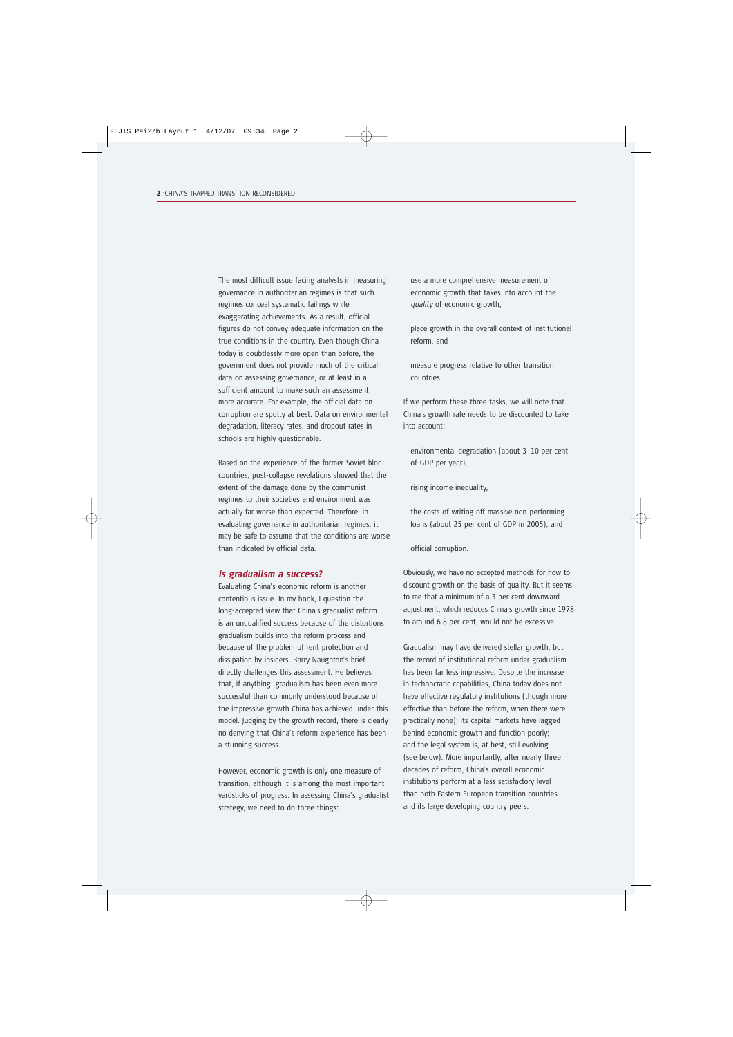The most difficult issue facing analysts in measuring governance in authoritarian regimes is that such regimes conceal systematic failings while exaggerating achievements. As a result, official figures do not convey adequate information on the true conditions in the country. Even though China today is doubtlessly more open than before, the government does not provide much of the critical data on assessing governance, or at least in a sufficient amount to make such an assessment more accurate. For example, the official data on corruption are spotty at best. Data on environmental degradation, literacy rates, and dropout rates in schools are highly questionable.

Based on the experience of the former Soviet bloc countries, post-collapse revelations showed that the extent of the damage done by the communist regimes to their societies and environment was actually far worse than expected. Therefore, in evaluating governance in authoritarian regimes, it may be safe to assume that the conditions are worse than indicated by official data.

### *Is gradualism a success?*

Evaluating China's economic reform is another contentious issue. In my book, I question the long-accepted view that China's gradualist reform is an unqualified success because of the distortions gradualism builds into the reform process and because of the problem of rent protection and dissipation by insiders. Barry Naughton's brief directly challenges this assessment. He believes that, if anything, gradualism has been even more successful than commonly understood because of the impressive growth China has achieved under this model. Judging by the growth record, there is clearly no denying that China's reform experience has been a stunning success.

However, economic growth is only one measure of transition, although it is among the most important yardsticks of progress. In assessing China's gradualist strategy, we need to do three things:

- use a more comprehensive measurement of economic growth that takes into account the *quality* of economic growth,
- place growth in the overall context of institutional reform, and
- measure progress relative to other transition countries.

If we perform these three tasks, we will note that China's growth rate needs to be discounted to take into account:

- environmental degradation (about 3–10 per cent of GDP per year),
- rising income inequality,
- the costs of writing off massive non-performing loans (about 25 per cent of GDP in 2005), and
- official corruption.

Obviously, we have no accepted methods for how to discount growth on the basis of quality. But it seems to me that a minimum of a 3 per cent downward adjustment, which reduces China's growth since 1978 to around 6.8 per cent, would not be excessive.

Gradualism may have delivered stellar growth, but the record of institutional reform under gradualism has been far less impressive. Despite the increase in technocratic capabilities, China today does not have effective regulatory institutions (though more effective than before the reform, when there were practically none); its capital markets have lagged behind economic growth and function poorly; and the legal system is, at best, still evolving (see below). More importantly, after nearly three decades of reform, China's overall economic institutions perform at a less satisfactory level than both Eastern European transition countries and its large developing country peers.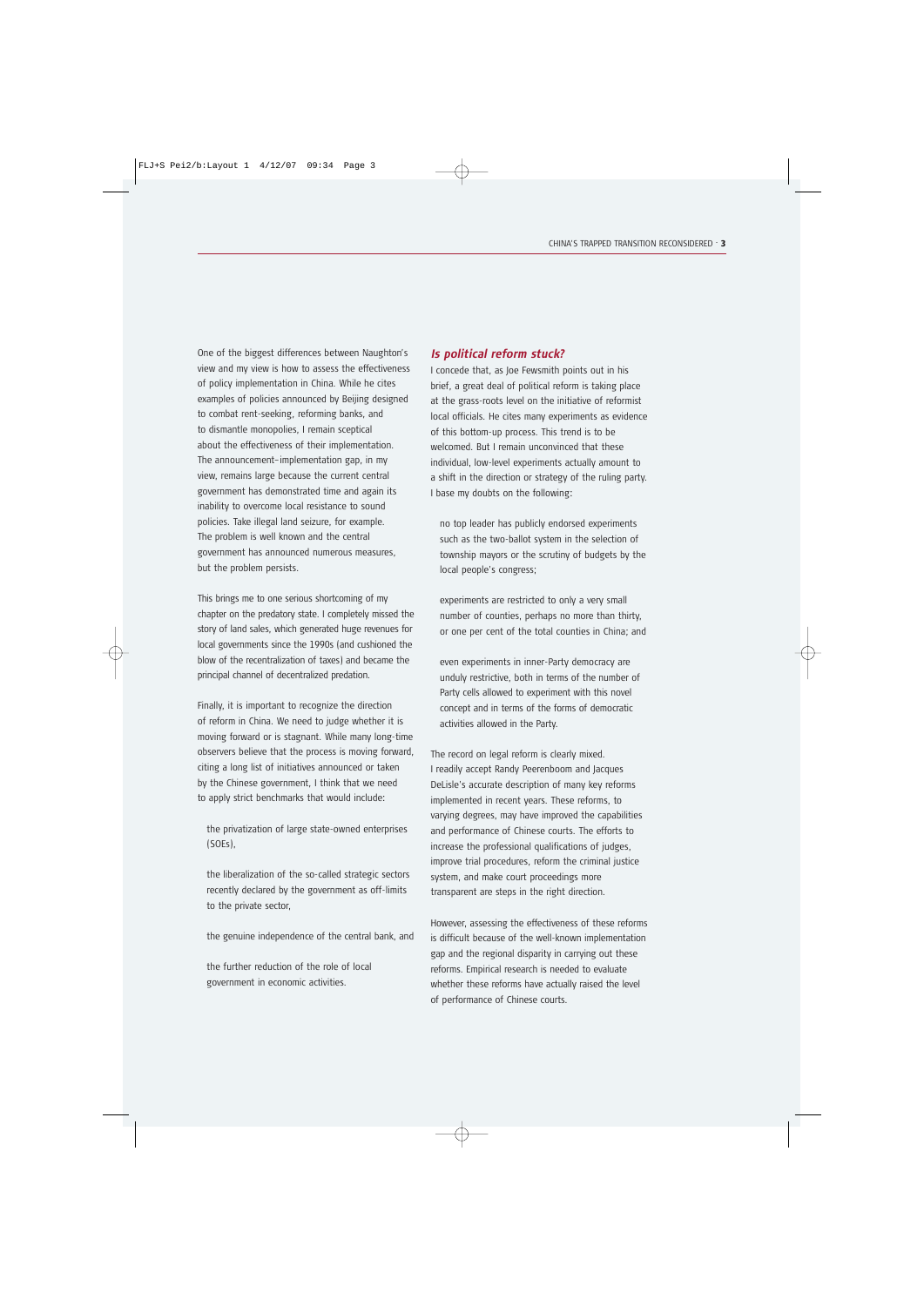One of the biggest differences between Naughton's view and my view is how to assess the effectiveness of policy implementation in China. While he cites examples of policies announced by Beijing designed to combat rent-seeking, reforming banks, and to dismantle monopolies, I remain sceptical about the effectiveness of their implementation. The announcement–implementation gap, in my view, remains large because the current central government has demonstrated time and again its inability to overcome local resistance to sound policies. Take illegal land seizure, for example. The problem is well known and the central government has announced numerous measures, but the problem persists.

This brings me to one serious shortcoming of my chapter on the predatory state. I completely missed the story of land sales, which generated huge revenues for local governments since the 1990s (and cushioned the blow of the recentralization of taxes) and became the principal channel of decentralized predation.

Finally, it is important to recognize the direction of reform in China. We need to judge whether it is moving forward or is stagnant. While many long-time observers believe that the process is moving forward, citing a long list of initiatives announced or taken by the Chinese government, I think that we need to apply strict benchmarks that would include:

- the privatization of large state-owned enterprises (SOEs),
- the liberalization of the so-called strategic sectors recently declared by the government as off-limits to the private sector,
- the genuine independence of the central bank, and
- the further reduction of the role of local government in economic activities.

## *Is political reform stuck?*

I concede that, as Joe Fewsmith points out in his brief, a great deal of political reform is taking place at the grass-roots level on the initiative of reformist local officials. He cites many experiments as evidence of this bottom-up process. This trend is to be welcomed. But I remain unconvinced that these individual, low-level experiments actually amount to a shift in the direction or strategy of the ruling party. I base my doubts on the following:

- no top leader has publicly endorsed experiments such as the two-ballot system in the selection of township mayors or the scrutiny of budgets by the local people's congress;
- experiments are restricted to only a very small number of counties, perhaps no more than thirty, or one per cent of the total counties in China; and
- even experiments in inner-Party democracy are unduly restrictive, both in terms of the number of Party cells allowed to experiment with this novel concept and in terms of the forms of democratic activities allowed in the Party.

The record on legal reform is clearly mixed. I readily accept Randy Peerenboom and Jacques DeLisle's accurate description of many key reforms implemented in recent years. These reforms, to varying degrees, may have improved the capabilities and performance of Chinese courts. The efforts to increase the professional qualifications of judges, improve trial procedures, reform the criminal justice system, and make court proceedings more transparent are steps in the right direction.

However, assessing the effectiveness of these reforms is difficult because of the well-known implementation gap and the regional disparity in carrying out these reforms. Empirical research is needed to evaluate whether these reforms have actually raised the level of performance of Chinese courts.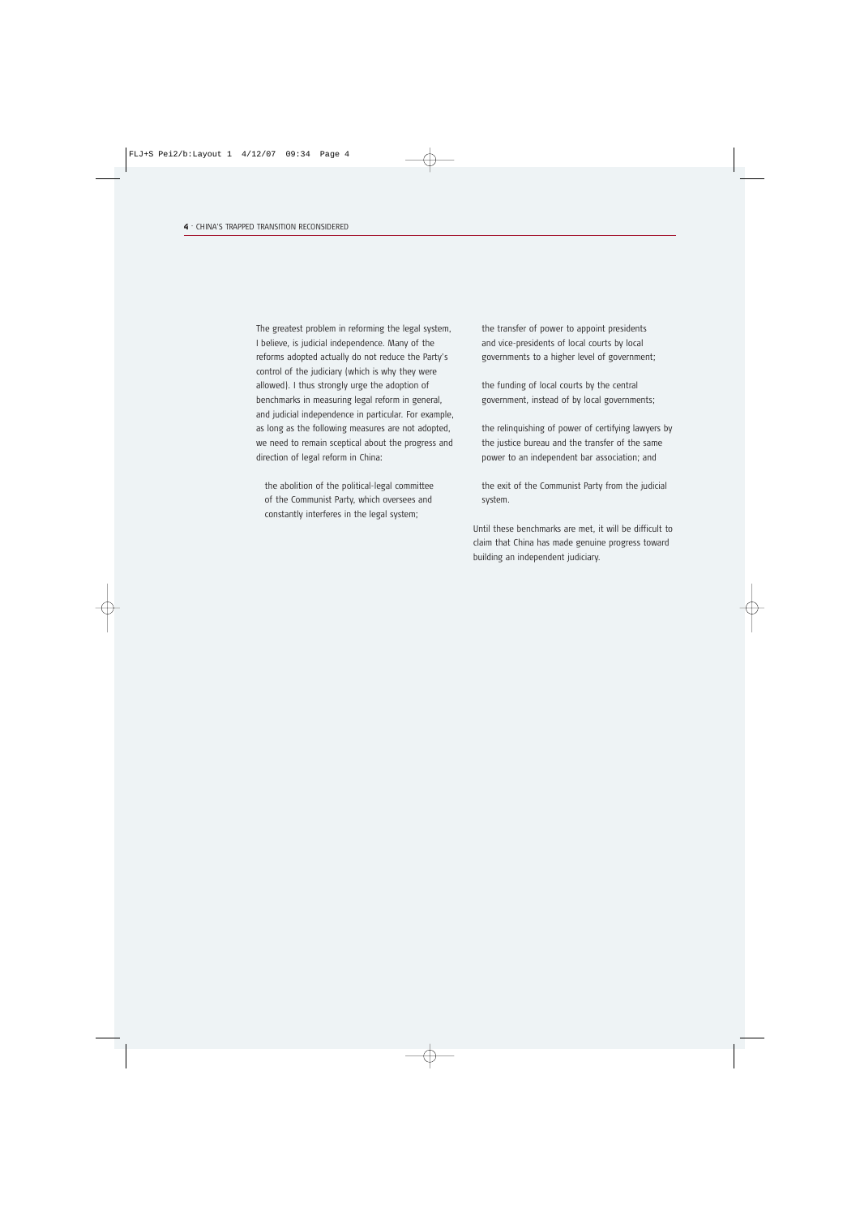The greatest problem in reforming the legal system, I believe, is judicial independence. Many of the reforms adopted actually do not reduce the Party's control of the judiciary (which is why they were allowed). I thus strongly urge the adoption of benchmarks in measuring legal reform in general, and judicial independence in particular. For example, as long as the following measures are not adopted, we need to remain sceptical about the progress and direction of legal reform in China:

- the abolition of the political-legal committee of the Communist Party, which oversees and constantly interferes in the legal system;
- the transfer of power to appoint presidents and vice-presidents of local courts by local governments to a higher level of government;
- the funding of local courts by the central government, instead of by local governments;
- the relinquishing of power of certifying lawyers by the justice bureau and the transfer of the same power to an independent bar association; and
- the exit of the Communist Party from the judicial system.

Until these benchmarks are met, it will be difficult to claim that China has made genuine progress toward building an independent judiciary.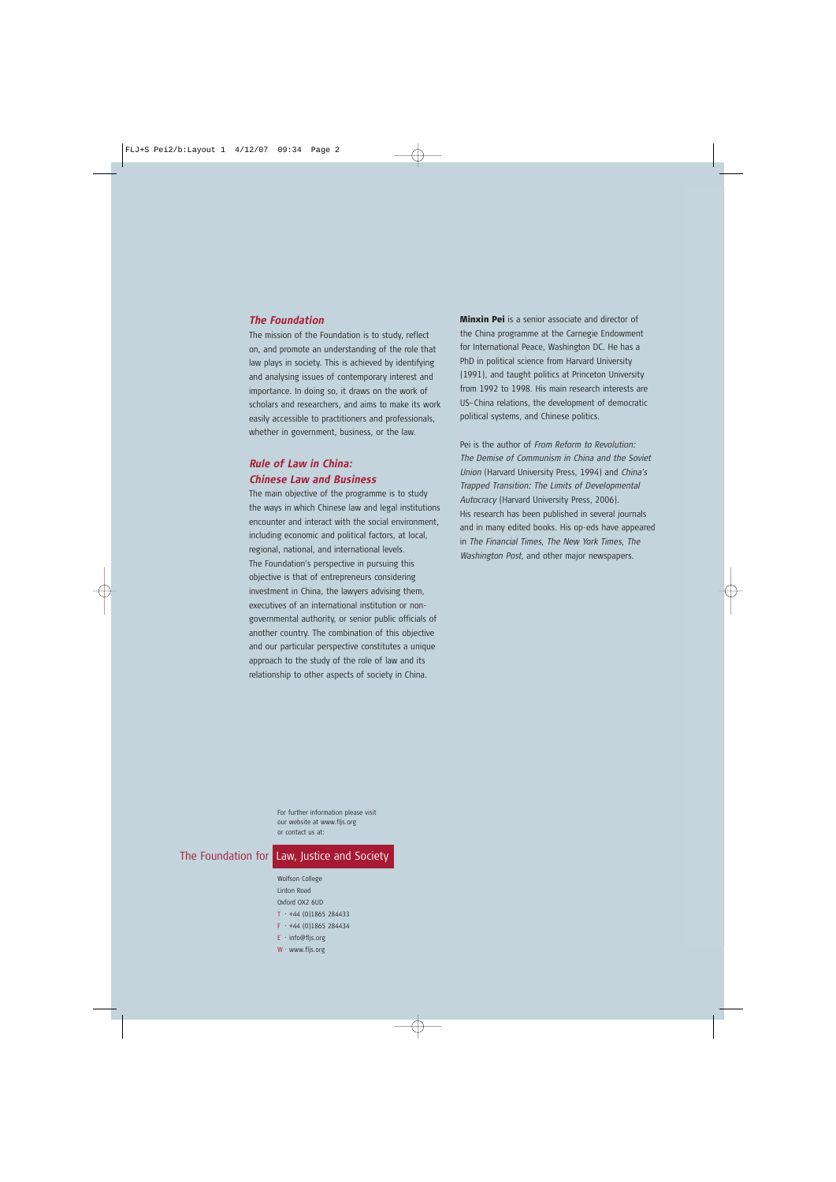### *The Foundation*

The mission of the Foundation is to study, reflect on, and promote an understanding of the role that law plays in society. This is achieved by identifying and analysing issues of contemporary interest and importance. In doing so, it draws on the work of scholars and researchers, and aims to make its work easily accessible to practitioners and professionals, whether in government, business, or the law.

### *Rule of Law in China: Chinese Law and Business*

The main objective of the programme is to study the ways in which Chinese law and legal institutions encounter and interact with the social environment, including economic and political factors, at local, regional, national, and international levels.
The Foundation's perspective in pursuing this objective is that of entrepreneurs considering investment in China, the lawyers advising them, executives of an international institution or non-governmental authority, or senior public officials of another country. The combination of this objective and our particular perspective constitutes a unique approach to the study of the role of law and its relationship to other aspects of society in China.

**Minxin Pei** is a senior associate and director of the China programme at the Carnegie Endowment for International Peace, Washington DC. He has a PhD in political science from Harvard University (1991), and taught politics at Princeton University from 1992 to 1998. His main research interests are US–China relations, the development of democratic political systems, and Chinese politics.

Pei is the author of *From Reform to Revolution: The Demise of Communism in China and the Soviet Union* (Harvard University Press, 1994) and *China's Trapped Transition: The Limits of Developmental Autocracy* (Harvard University Press, 2006).
His research has been published in several journals and in many edited books. His op-eds have appeared in *The Financial Times*, *The New York Times*, *The Washington Post*, and other major newspapers.

For further information please visit our website at www.fljs.org or contact us at:

The Foundation for Law, Justice and Society

Wolfson College
Linton Road
Oxford OX2 6UD
T · +44 (0)1865 284433
F · +44 (0)1865 284434
E · info@fljs.org
W · www.fljs.org